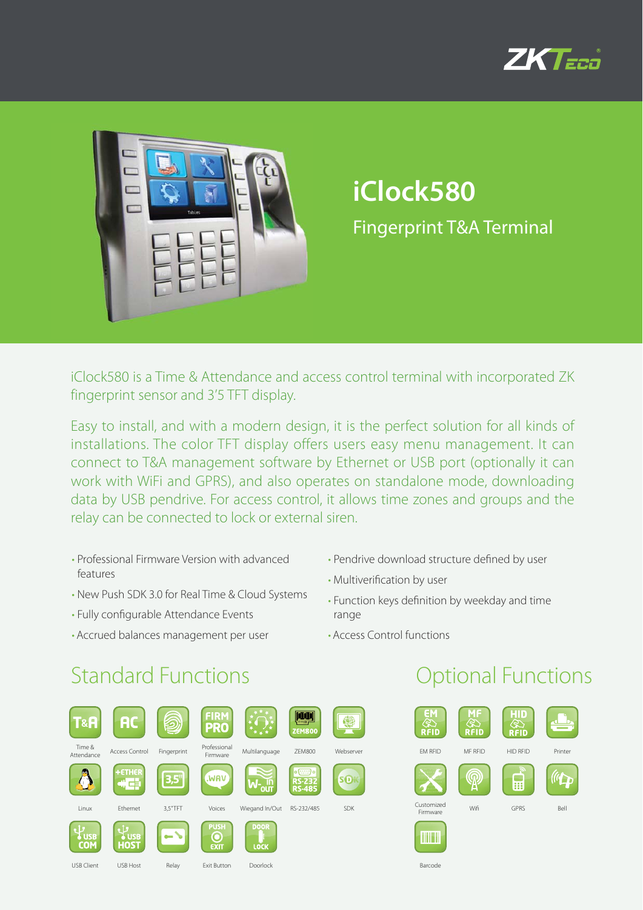# iClock580

## Fingerprint T&A Terminal

iClock580 is a Time & Attendance and access control terminal with incorporated ZK fingerprint sensor and 3'5 TFT display.

Easy to install, and with a modern design, it is the perfect solution for all kinds of installations. The color TFT display offers users easy menu management. It can connect to T&A management software by Ethernet or USB port (optionally it can work with WiFi and GPRS), and also operates on standalone mode, downloading data by USB pendrive. For access control, it allows time zones and groups and the relay can be connected to lock or external siren.

- Professional Firmware Version with advanced features
- New Push SDK 3.0 for Real Time & Cloud Systems
- Fully configurable Attendance Events
- Accrued balances management per user
- Pendrive download structure defined by user
- Multiverification by user
- Function keys definition by weekday and time range
- Access Control functions

## Standard Functions

- Time & Attendance
- Access Control
- Fingerprint
- Professional Firmware
- Multilanguage
- ZEM800
- Webserver
- Linux
- Ethernet
- 3,5"TFT
- Voices
- Wiegand In/Out
- RS-232/485
- SDK
- USB Client
- USB Host
- Relay
- Exit Button
- Doorlock

## Optional Functions

- EM RFID
- MF RFID
- HID RFID
- Printer
- Customized Firmware
- Wifi
- GPRS
- Bell
- Barcode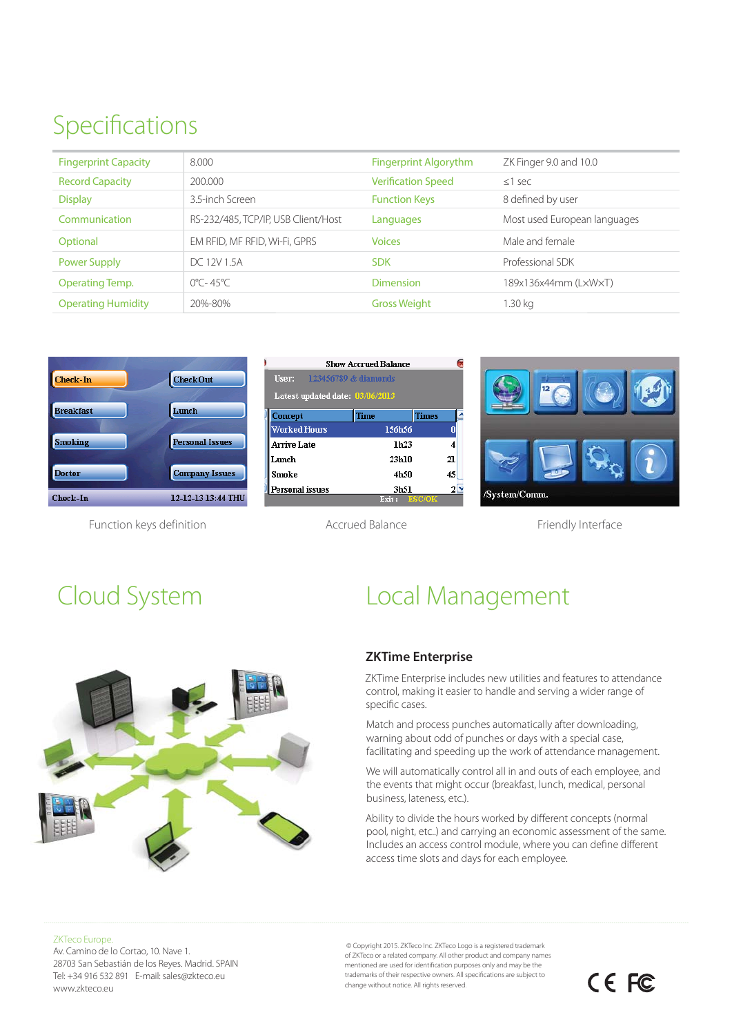# Specifications

| | | | |
|---|---|---|---|
| Fingerprint Capacity | 8.000 | Fingerprint Algorythm | ZK Finger 9.0 and 10.0 |
| Record Capacity | 200.000 | Verification Speed | ≤1 sec |
| Display | 3.5-inch Screen | Function Keys | 8 defined by user |
| Communication | RS-232/485, TCP/IP, USB Client/Host | Languages | Most used European languages |
| Optional | EM RFID, MF RFID, Wi-Fi, GPRS | Voices | Male and female |
| Power Supply | DC 12V 1.5A | SDK | Professional SDK |
| Operating Temp. | 0°C- 45°C | Dimension | 189x136x44mm (LxWxT) |
| Operating Humidity | 20%-80% | Gross Weight | 1.30 kg |

Function keys definition

Accrued Balance

Friendly Interface

# Cloud System

# Local Management

### ZKTime Enterprise

ZKTime Enterprise includes new utilities and features to attendance control, making it easier to handle and serving a wider range of specific cases.

Match and process punches automatically after downloading, warning about odd of punches or days with a special case, facilitating and speeding up the work of attendance management.

We will automatically control all in and outs of each employee, and the events that might occur (breakfast, lunch, medical, personal business, lateness, etc.).

Ability to divide the hours worked by different concepts (normal pool, night, etc..) and carrying an economic assessment of the same. Includes an access control module, where you can define different access time slots and days for each employee.

ZKTeco Europe.
Av. Camino de lo Cortao, 10. Nave 1.
28703 San Sebastián de los Reyes. Madrid. SPAIN
Tel: +34 916 532 891 E-mail: sales@zkteco.eu
www.zkteco.eu

© Copyright 2015. ZKTeco Inc. ZKTeco Logo is a registered trademark of ZKTeco or a related company. All other product and company names mentioned are used for identification purposes only and may be the trademarks of their respective owners. All specifications are subject to change without notice. All rights reserved.